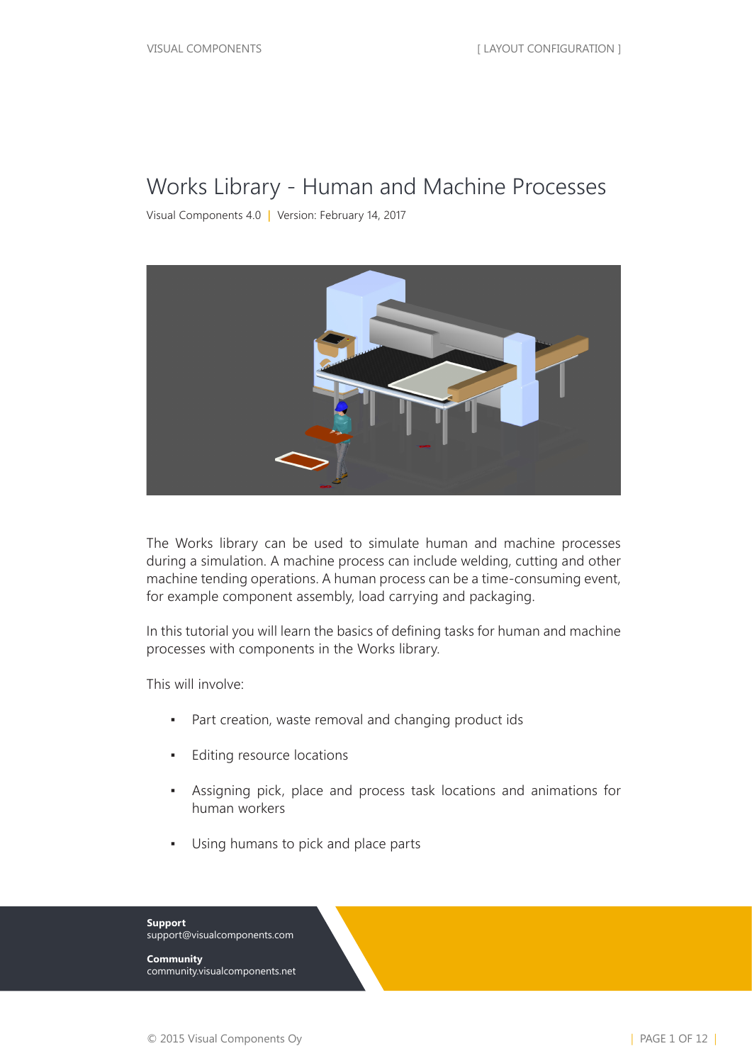# Works Library - Human and Machine Processes

Visual Components 4.0 | Version: February 14, 2017

The Works library can be used to simulate human and machine processes during a simulation. A machine process can include welding, cutting and other machine tending operations. A human process can be a time-consuming event, for example component assembly, load carrying and packaging.

In this tutorial you will learn the basics of defining tasks for human and machine processes with components in the Works library.

This will involve:

- Part creation, waste removal and changing product ids
- Editing resource locations
- Assigning pick, place and process task locations and animations for human workers
- Using humans to pick and place parts

**Support**
support@visualcomponents.com

**Community**
community.visualcomponents.net

© 2015 Visual Components Oy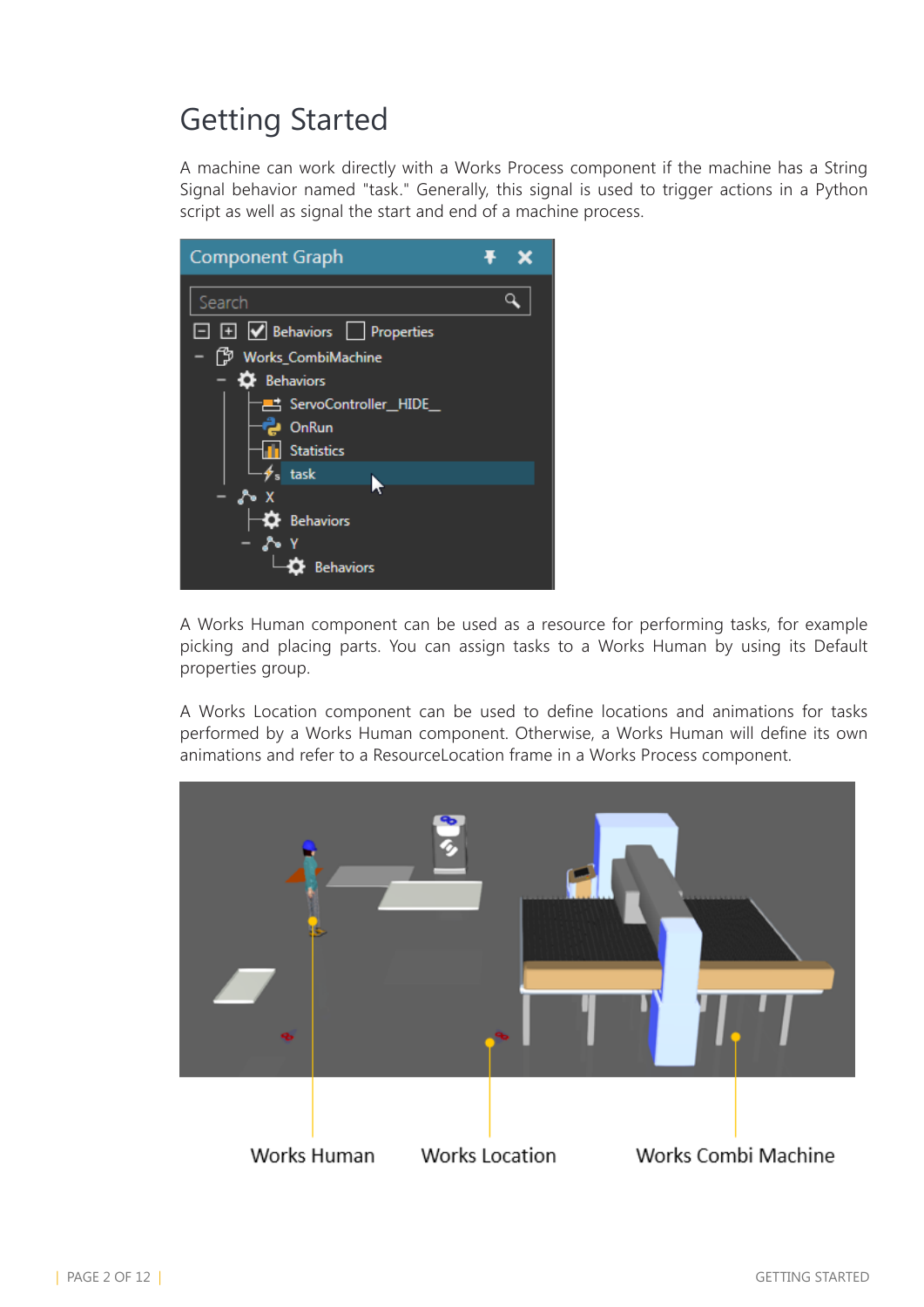# Getting Started

A machine can work directly with a Works Process component if the machine has a String Signal behavior named "task." Generally, this signal is used to trigger actions in a Python script as well as signal the start and end of a machine process.

A Works Human component can be used as a resource for performing tasks, for example picking and placing parts. You can assign tasks to a Works Human by using its Default properties group.

A Works Location component can be used to define locations and animations for tasks performed by a Works Human component. Otherwise, a Works Human will define its own animations and refer to a ResourceLocation frame in a Works Process component.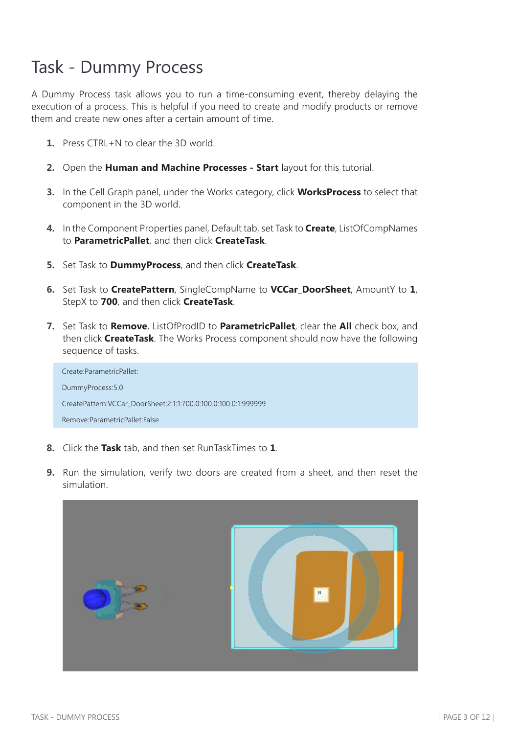# Task - Dummy Process

A Dummy Process task allows you to run a time-consuming event, thereby delaying the execution of a process. This is helpful if you need to create and modify products or remove them and create new ones after a certain amount of time.

1. Press CTRL+N to clear the 3D world.
2. Open the **Human and Machine Processes - Start** layout for this tutorial.
3. In the Cell Graph panel, under the Works category, click **WorksProcess** to select that component in the 3D world.
4. In the Component Properties panel, Default tab, set Task to **Create**, ListOfCompNames to **ParametricPallet**, and then click **CreateTask**.
5. Set Task to **DummyProcess**, and then click **CreateTask**.
6. Set Task to **CreatePattern**, SingleCompName to **VCCar_DoorSheet**, AmountY to **1**, StepX to **700**, and then click **CreateTask**.
7. Set Task to **Remove**, ListOfProdID to **ParametricPallet**, clear the **All** check box, and then click **CreateTask**. The Works Process component should now have the following sequence of tasks.

```
Create:ParametricPallet:
DummyProcess:5.0
CreatePattern:VCCar_DoorSheet:2:1:1:700.0:100.0:100.0:1:999999
Remove:ParametricPallet:False
```

8. Click the **Task** tab, and then set RunTaskTimes to **1**.
9. Run the simulation, verify two doors are created from a sheet, and then reset the simulation.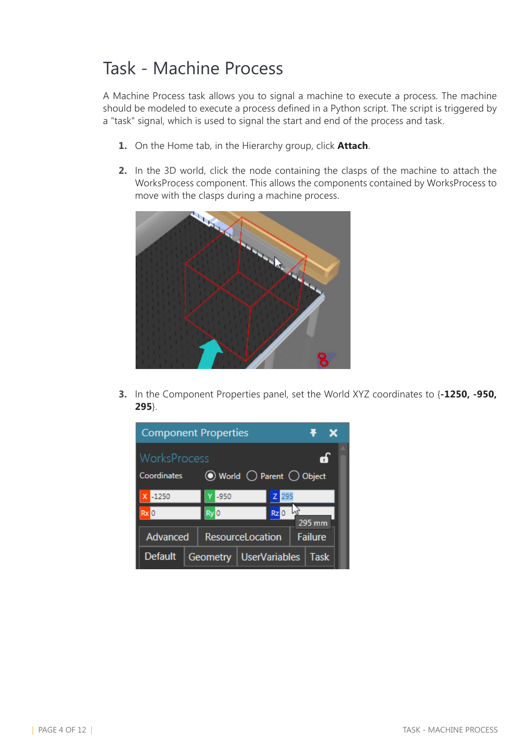# Task - Machine Process

A Machine Process task allows you to signal a machine to execute a process. The machine should be modeled to execute a process defined in a Python script. The script is triggered by a "task" signal, which is used to signal the start and end of the process and task.

1. On the Home tab, in the Hierarchy group, click **Attach**.

2. In the 3D world, click the node containing the clasps of the machine to attach the WorksProcess component. This allows the components contained by WorksProcess to move with the clasps during a machine process.

3. In the Component Properties panel, set the World XYZ coordinates to {**-1250, -950, 295**}.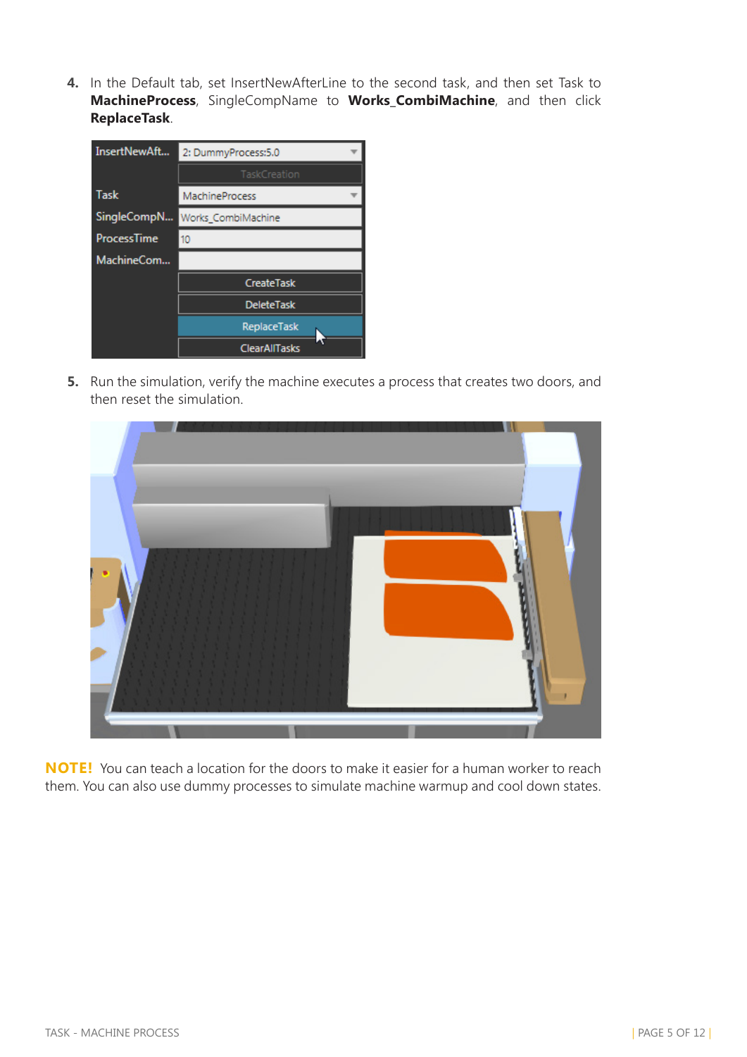4. In the Default tab, set InsertNewAfterLine to the second task, and then set Task to **MachineProcess**, SingleCompName to **Works_CombiMachine**, and then click **ReplaceTask**.

5. Run the simulation, verify the machine executes a process that creates two doors, and then reset the simulation.

**NOTE!** You can teach a location for the doors to make it easier for a human worker to reach them. You can also use dummy processes to simulate machine warmup and cool down states.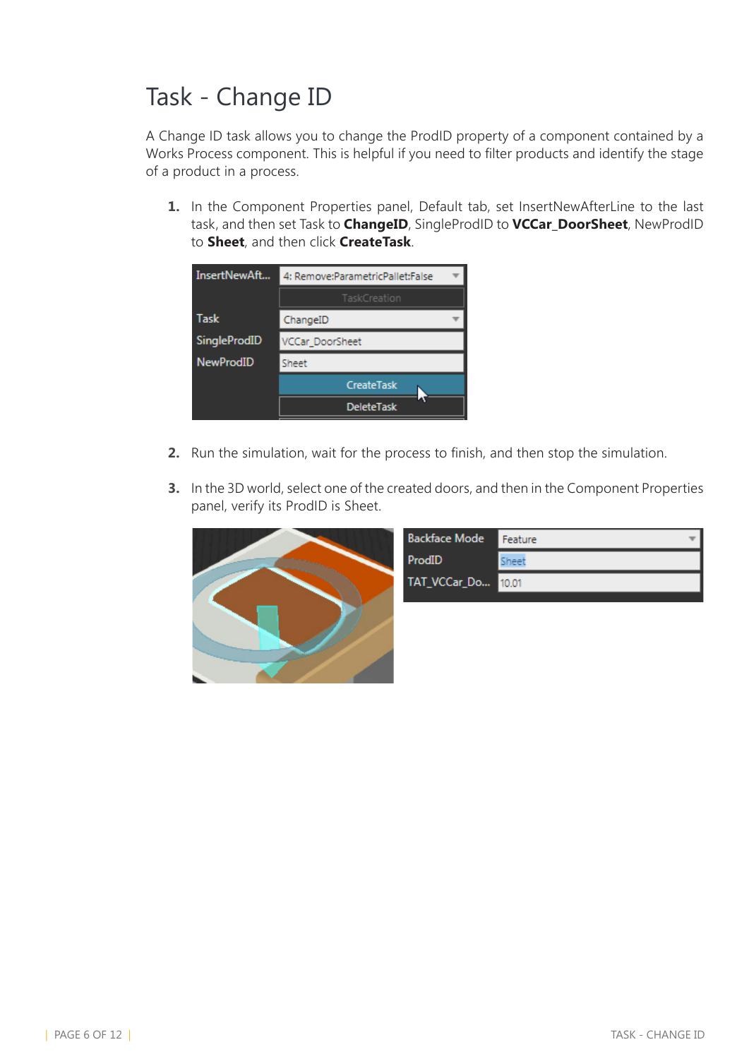# Task - Change ID

A Change ID task allows you to change the ProdID property of a component contained by a Works Process component. This is helpful if you need to filter products and identify the stage of a product in a process.

1. In the Component Properties panel, Default tab, set InsertNewAfterLine to the last task, and then set Task to **ChangeID**, SingleProdID to **VCCar_DoorSheet**, NewProdID to **Sheet**, and then click **CreateTask**.

2. Run the simulation, wait for the process to finish, and then stop the simulation.

3. In the 3D world, select one of the created doors, and then in the Component Properties panel, verify its ProdID is Sheet.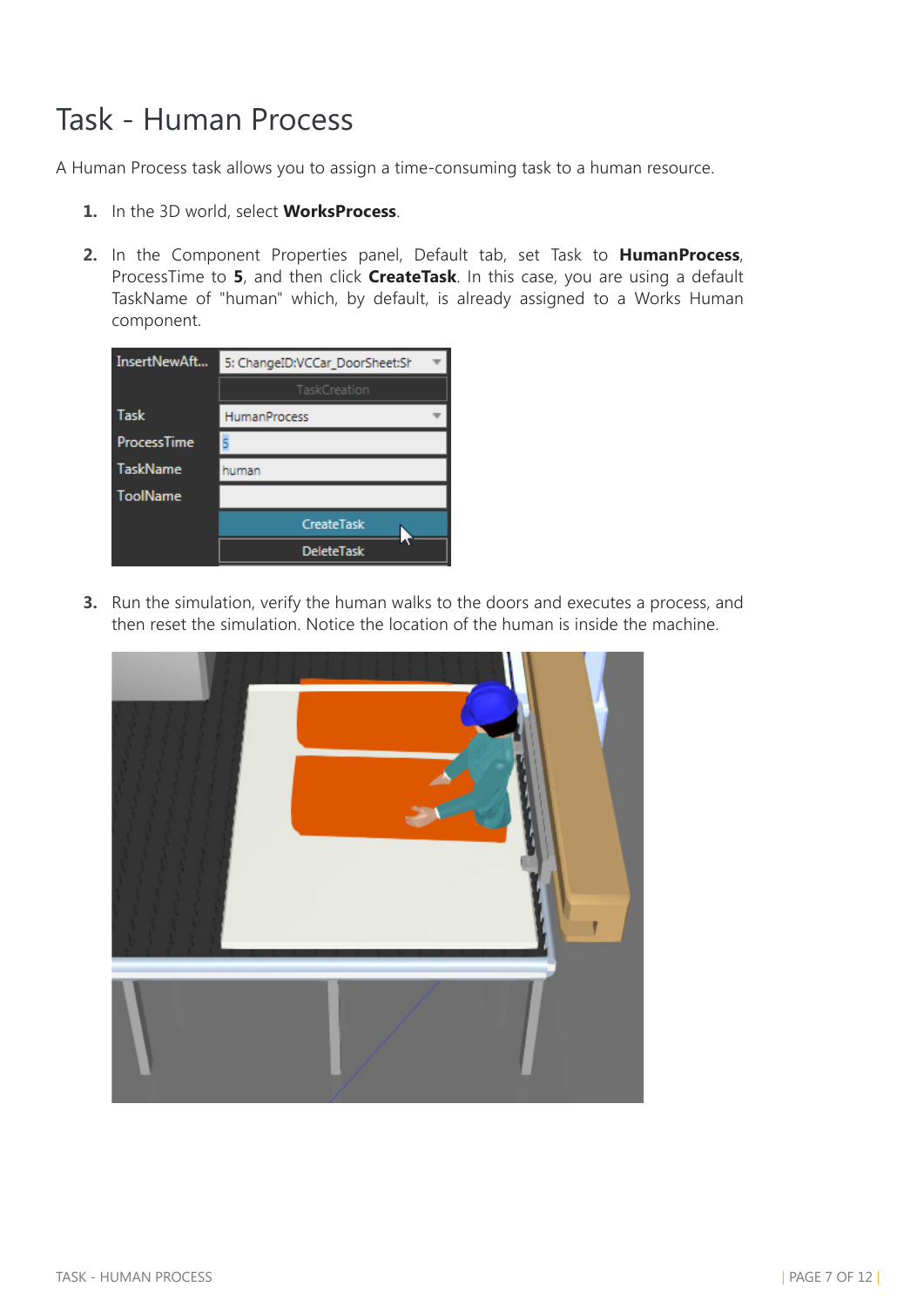# Task - Human Process

A Human Process task allows you to assign a time-consuming task to a human resource.

1. In the 3D world, select **WorksProcess**.
2. In the Component Properties panel, Default tab, set Task to **HumanProcess**, ProcessTime to **5**, and then click **CreateTask**. In this case, you are using a default TaskName of "human" which, by default, is already assigned to a Works Human component.
3. Run the simulation, verify the human walks to the doors and executes a process, and then reset the simulation. Notice the location of the human is inside the machine.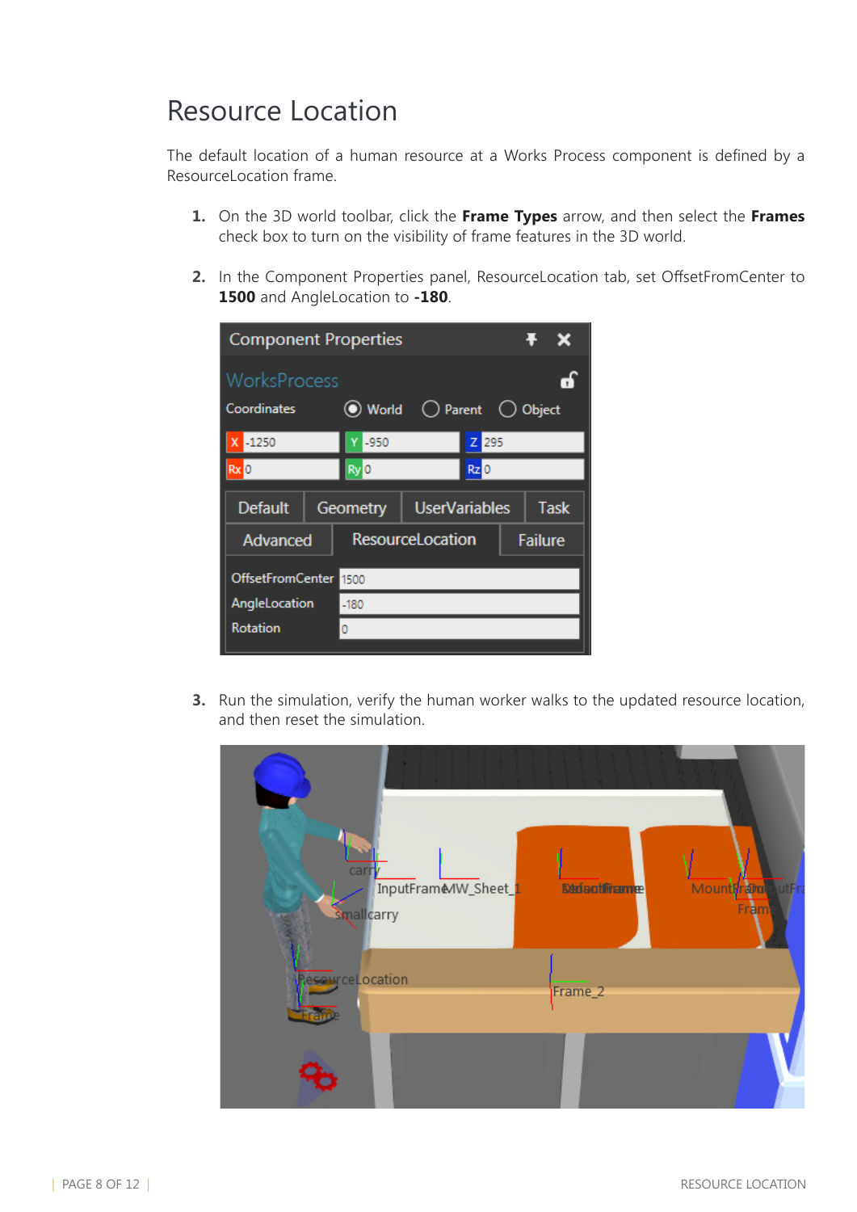# Resource Location

The default location of a human resource at a Works Process component is defined by a ResourceLocation frame.

1. On the 3D world toolbar, click the **Frame Types** arrow, and then select the **Frames** check box to turn on the visibility of frame features in the 3D world.

2. In the Component Properties panel, ResourceLocation tab, set OffsetFromCenter to **1500** and AngleLocation to **-180**.

3. Run the simulation, verify the human worker walks to the updated resource location, and then reset the simulation.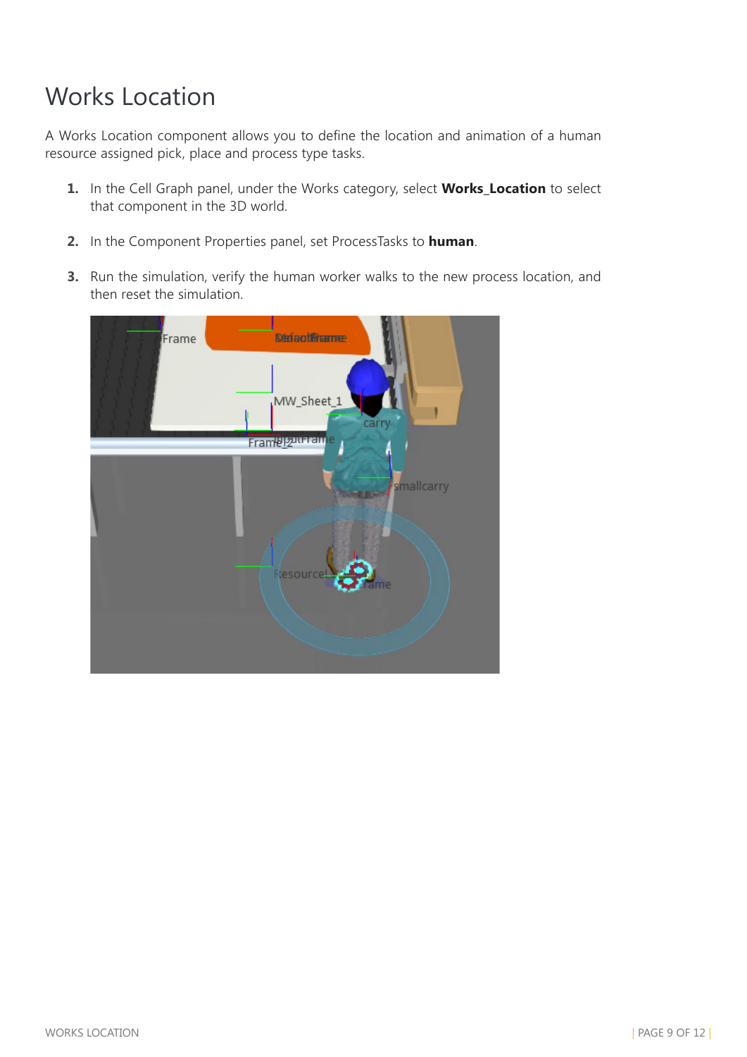# Works Location

A Works Location component allows you to define the location and animation of a human resource assigned pick, place and process type tasks.

1. In the Cell Graph panel, under the Works category, select **Works_Location** to select that component in the 3D world.

2. In the Component Properties panel, set ProcessTasks to **human**.

3. Run the simulation, verify the human worker walks to the new process location, and then reset the simulation.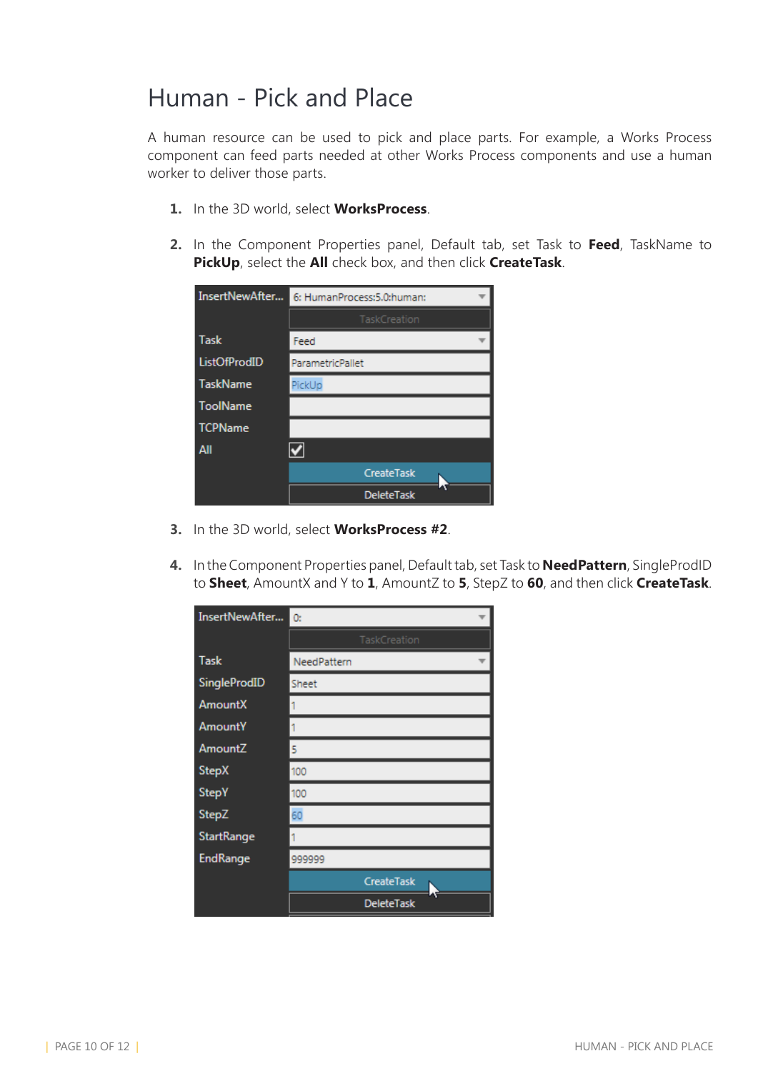# Human - Pick and Place

A human resource can be used to pick and place parts. For example, a Works Process component can feed parts needed at other Works Process components and use a human worker to deliver those parts.

1. In the 3D world, select **WorksProcess**.

2. In the Component Properties panel, Default tab, set Task to **Feed**, TaskName to **PickUp**, select the **All** check box, and then click **CreateTask**.

| InsertNewAfter... | 6: HumanProcess:5.0:human: |
|---|---|
| | TaskCreation |
| Task | Feed |
| ListOfProdID | ParametricPallet |
| TaskName | PickUp |
| ToolName | |
| TCPName | |
| All | ☑ |
| | CreateTask |
| | DeleteTask |

3. In the 3D world, select **WorksProcess #2**.

4. In the Component Properties panel, Default tab, set Task to **NeedPattern**, SingleProdID to **Sheet**, AmountX and Y to **1**, AmountZ to **5**, StepZ to **60**, and then click **CreateTask**.

| InsertNewAfter... | 0: |
|---|---|
| | TaskCreation |
| Task | NeedPattern |
| SingleProdID | Sheet |
| AmountX | 1 |
| AmountY | 1 |
| AmountZ | 5 |
| StepX | 100 |
| StepY | 100 |
| StepZ | 60 |
| StartRange | 1 |
| EndRange | 999999 |
| | CreateTask |
| | DeleteTask |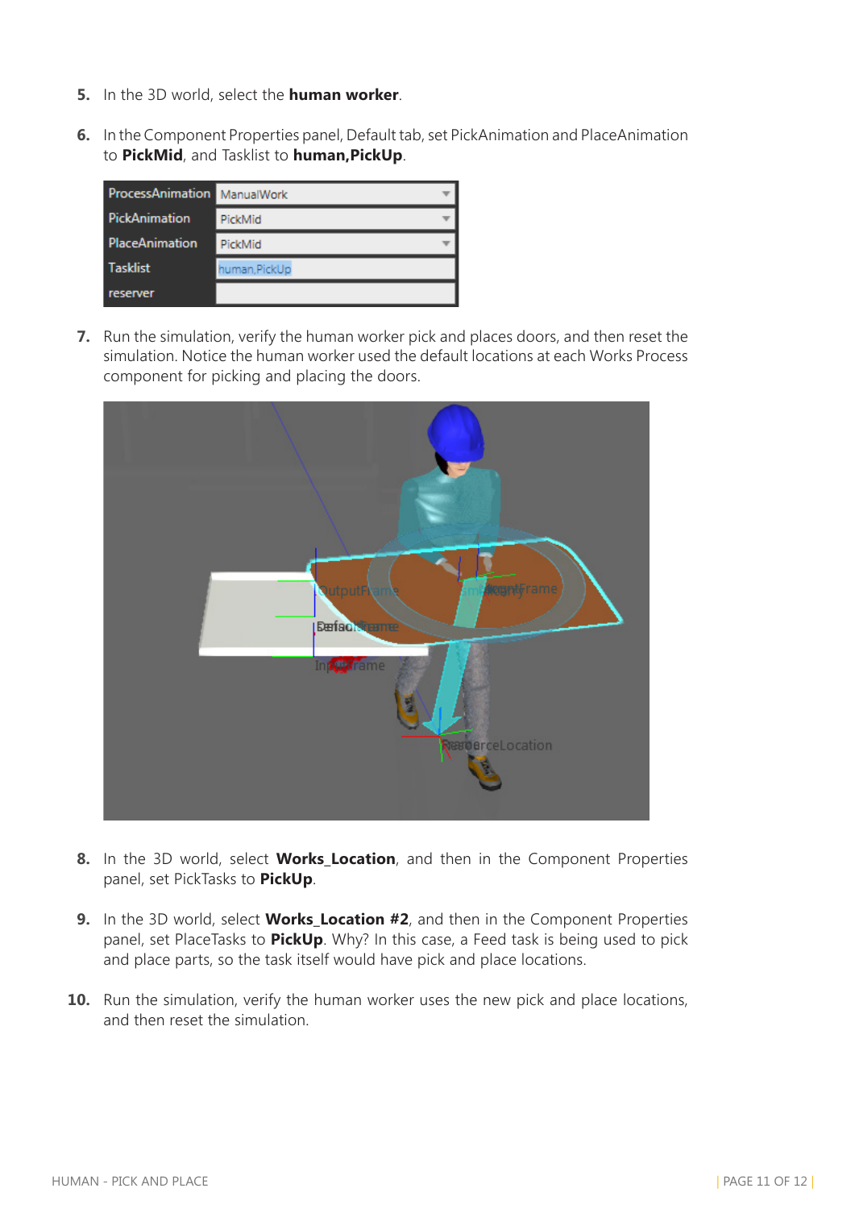5. In the 3D world, select the **human worker**.

6. In the Component Properties panel, Default tab, set PickAnimation and PlaceAnimation to **PickMid**, and Tasklist to **human,PickUp**.

| ProcessAnimation | ManualWork |
|---|---|
| PickAnimation | PickMid |
| PlaceAnimation | PickMid |
| Tasklist | human,PickUp |
| reserver | |

7. Run the simulation, verify the human worker pick and places doors, and then reset the simulation. Notice the human worker used the default locations at each Works Process component for picking and placing the doors.

8. In the 3D world, select **Works_Location**, and then in the Component Properties panel, set PickTasks to **PickUp**.

9. In the 3D world, select **Works_Location #2**, and then in the Component Properties panel, set PlaceTasks to **PickUp**. Why? In this case, a Feed task is being used to pick and place parts, so the task itself would have pick and place locations.

10. Run the simulation, verify the human worker uses the new pick and place locations, and then reset the simulation.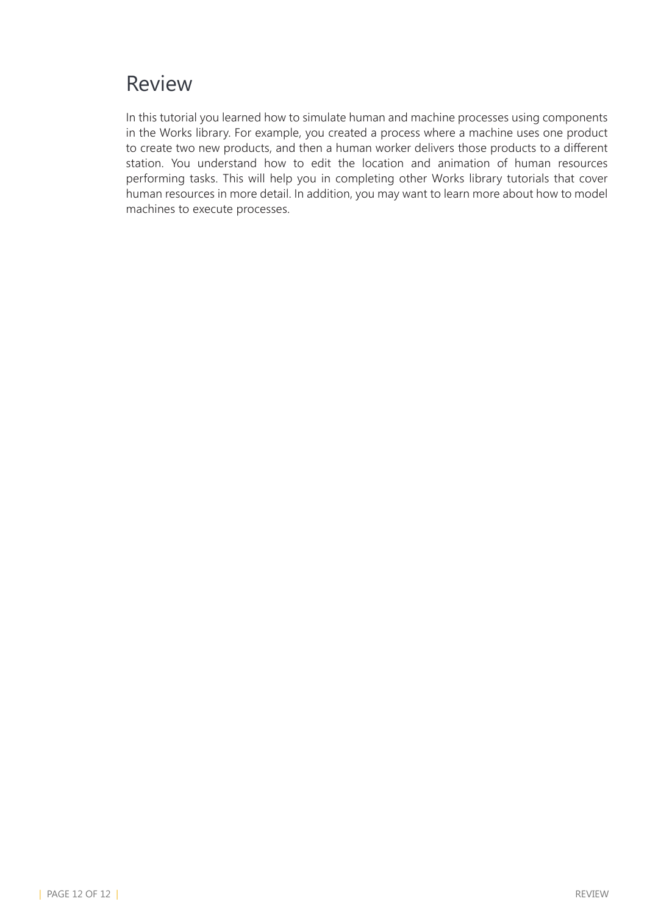# Review

In this tutorial you learned how to simulate human and machine processes using components in the Works library. For example, you created a process where a machine uses one product to create two new products, and then a human worker delivers those products to a different station. You understand how to edit the location and animation of human resources performing tasks. This will help you in completing other Works library tutorials that cover human resources in more detail. In addition, you may want to learn more about how to model machines to execute processes.